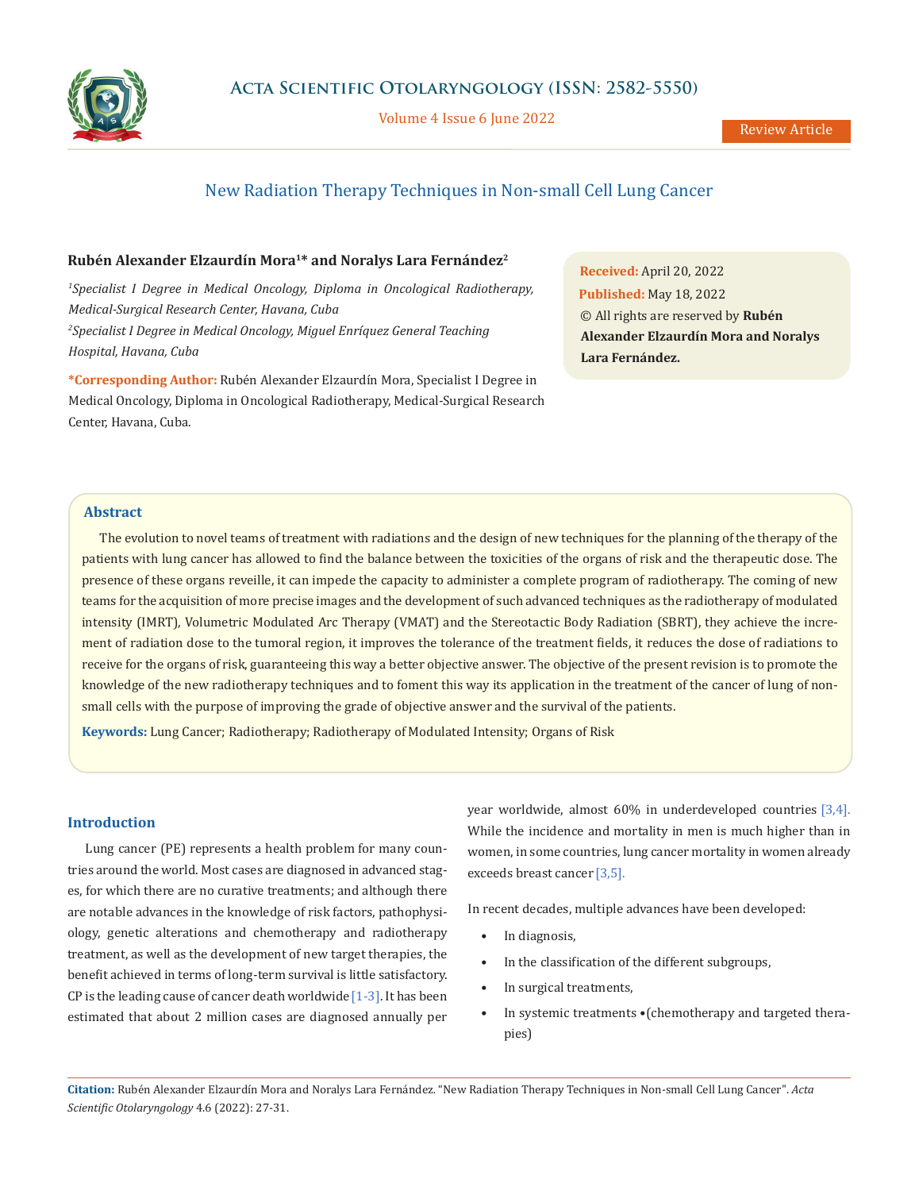# New Radiation Therapy Techniques in Non-small Cell Lung Cancer

**Rubén Alexander Elzaurdín Mora[1]* and Noralys Lara Fernández[2]**

[1]*Specialist I Degree in Medical Oncology, Diploma in Oncological Radiotherapy, Medical-Surgical Research Center, Havana, Cuba*

[2]*Specialist I Degree in Medical Oncology, Miguel Enríquez General Teaching Hospital, Havana, Cuba*

**\*Corresponding Author:** Rubén Alexander Elzaurdín Mora, Specialist I Degree in Medical Oncology, Diploma in Oncological Radiotherapy, Medical-Surgical Research Center, Havana, Cuba.

**Received:** April 20, 2022
**Published:** May 18, 2022
© All rights are reserved by **Rubén Alexander Elzaurdín Mora and Noralys Lara Fernández.**

## Abstract

The evolution to novel teams of treatment with radiations and the design of new techniques for the planning of the therapy of the patients with lung cancer has allowed to find the balance between the toxicities of the organs of risk and the therapeutic dose. The presence of these organs reveille, it can impede the capacity to administer a complete program of radiotherapy. The coming of new teams for the acquisition of more precise images and the development of such advanced techniques as the radiotherapy of modulated intensity (IMRT), Volumetric Modulated Arc Therapy (VMAT) and the Stereotactic Body Radiation (SBRT), they achieve the increment of radiation dose to the tumoral region, it improves the tolerance of the treatment fields, it reduces the dose of radiations to receive for the organs of risk, guaranteeing this way a better objective answer. The objective of the present revision is to promote the knowledge of the new radiotherapy techniques and to foment this way its application in the treatment of the cancer of lung of non-small cells with the purpose of improving the grade of objective answer and the survival of the patients.

**Keywords:** Lung Cancer; Radiotherapy; Radiotherapy of Modulated Intensity; Organs of Risk

## Introduction

Lung cancer (PE) represents a health problem for many countries around the world. Most cases are diagnosed in advanced stages, for which there are no curative treatments; and although there are notable advances in the knowledge of risk factors, pathophysiology, genetic alterations and chemotherapy and radiotherapy treatment, as well as the development of new target therapies, the benefit achieved in terms of long-term survival is little satisfactory. CP is the leading cause of cancer death worldwide [1-3]. It has been estimated that about 2 million cases are diagnosed annually per year worldwide, almost 60% in underdeveloped countries [3,4]. While the incidence and mortality in men is much higher than in women, in some countries, lung cancer mortality in women already exceeds breast cancer [3,5].

In recent decades, multiple advances have been developed:

- In diagnosis,
- In the classification of the different subgroups,
- In surgical treatments,
- In systemic treatments •(chemotherapy and targeted therapies)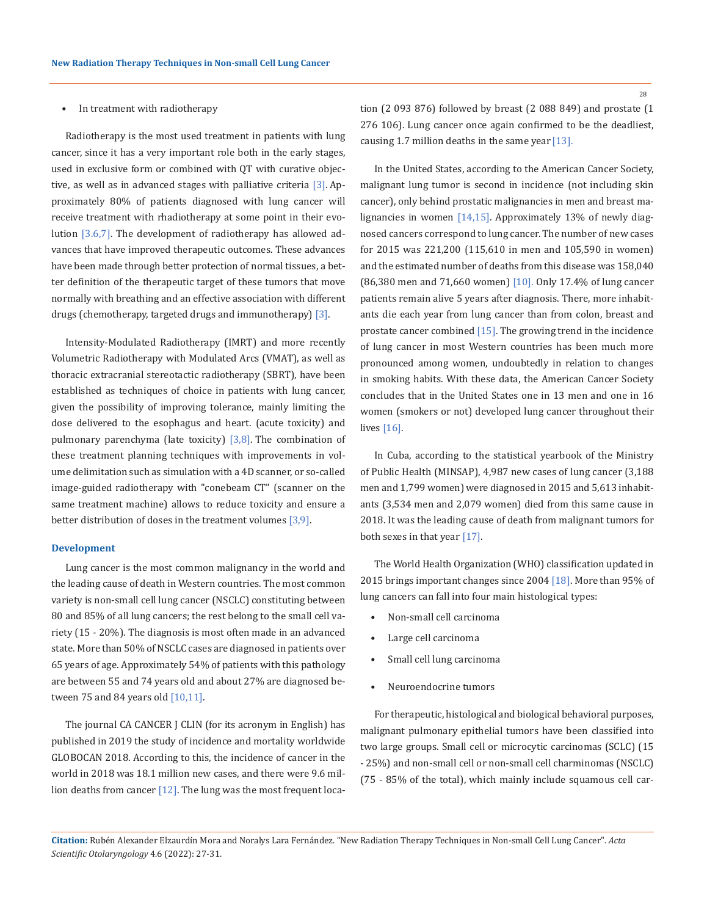- In treatment with radiotherapy

Radiotherapy is the most used treatment in patients with lung cancer, since it has a very important role both in the early stages, used in exclusive form or combined with QT with curative objective, as well as in advanced stages with palliative criteria [3]. Approximately 80% of patients diagnosed with lung cancer will receive treatment with rhadiotherapy at some point in their evolution [3.6,7]. The development of radiotherapy has allowed advances that have improved therapeutic outcomes. These advances have been made through better protection of normal tissues, a better definition of the therapeutic target of these tumors that move normally with breathing and an effective association with different drugs (chemotherapy, targeted drugs and immunotherapy) [3].

Intensity-Modulated Radiotherapy (IMRT) and more recently Volumetric Radiotherapy with Modulated Arcs (VMAT), as well as thoracic extracranial stereotactic radiotherapy (SBRT), have been established as techniques of choice in patients with lung cancer, given the possibility of improving tolerance, mainly limiting the dose delivered to the esophagus and heart. (acute toxicity) and pulmonary parenchyma (late toxicity) [3,8]. The combination of these treatment planning techniques with improvements in volume delimitation such as simulation with a 4D scanner, or so-called image-guided radiotherapy with "conebeam CT" (scanner on the same treatment machine) allows to reduce toxicity and ensure a better distribution of doses in the treatment volumes [3,9].

## Development

Lung cancer is the most common malignancy in the world and the leading cause of death in Western countries. The most common variety is non-small cell lung cancer (NSCLC) constituting between 80 and 85% of all lung cancers; the rest belong to the small cell variety (15 - 20%). The diagnosis is most often made in an advanced state. More than 50% of NSCLC cases are diagnosed in patients over 65 years of age. Approximately 54% of patients with this pathology are between 55 and 74 years old and about 27% are diagnosed between 75 and 84 years old [10,11].

The journal CA CANCER J CLIN (for its acronym in English) has published in 2019 the study of incidence and mortality worldwide GLOBOCAN 2018. According to this, the incidence of cancer in the world in 2018 was 18.1 million new cases, and there were 9.6 million deaths from cancer [12]. The lung was the most frequent location (2 093 876) followed by breast (2 088 849) and prostate (1 276 106). Lung cancer once again confirmed to be the deadliest, causing 1.7 million deaths in the same year [13].

In the United States, according to the American Cancer Society, malignant lung tumor is second in incidence (not including skin cancer), only behind prostatic malignancies in men and breast malignancies in women [14,15]. Approximately 13% of newly diagnosed cancers correspond to lung cancer. The number of new cases for 2015 was 221,200 (115,610 in men and 105,590 in women) and the estimated number of deaths from this disease was 158,040 (86,380 men and 71,660 women) [10]. Only 17.4% of lung cancer patients remain alive 5 years after diagnosis. There, more inhabitants die each year from lung cancer than from colon, breast and prostate cancer combined [15]. The growing trend in the incidence of lung cancer in most Western countries has been much more pronounced among women, undoubtedly in relation to changes in smoking habits. With these data, the American Cancer Society concludes that in the United States one in 13 men and one in 16 women (smokers or not) developed lung cancer throughout their lives [16].

In Cuba, according to the statistical yearbook of the Ministry of Public Health (MINSAP), 4,987 new cases of lung cancer (3,188 men and 1,799 women) were diagnosed in 2015 and 5,613 inhabitants (3,534 men and 2,079 women) died from this same cause in 2018. It was the leading cause of death from malignant tumors for both sexes in that year [17].

The World Health Organization (WHO) classification updated in 2015 brings important changes since 2004 [18]. More than 95% of lung cancers can fall into four main histological types:

- Non-small cell carcinoma
- Large cell carcinoma
- Small cell lung carcinoma
- Neuroendocrine tumors

For therapeutic, histological and biological behavioral purposes, malignant pulmonary epithelial tumors have been classified into two large groups. Small cell or microcytic carcinomas (SCLC) (15 - 25%) and non-small cell or non-small cell charminomas (NSCLC) (75 - 85% of the total), which mainly include squamous cell car-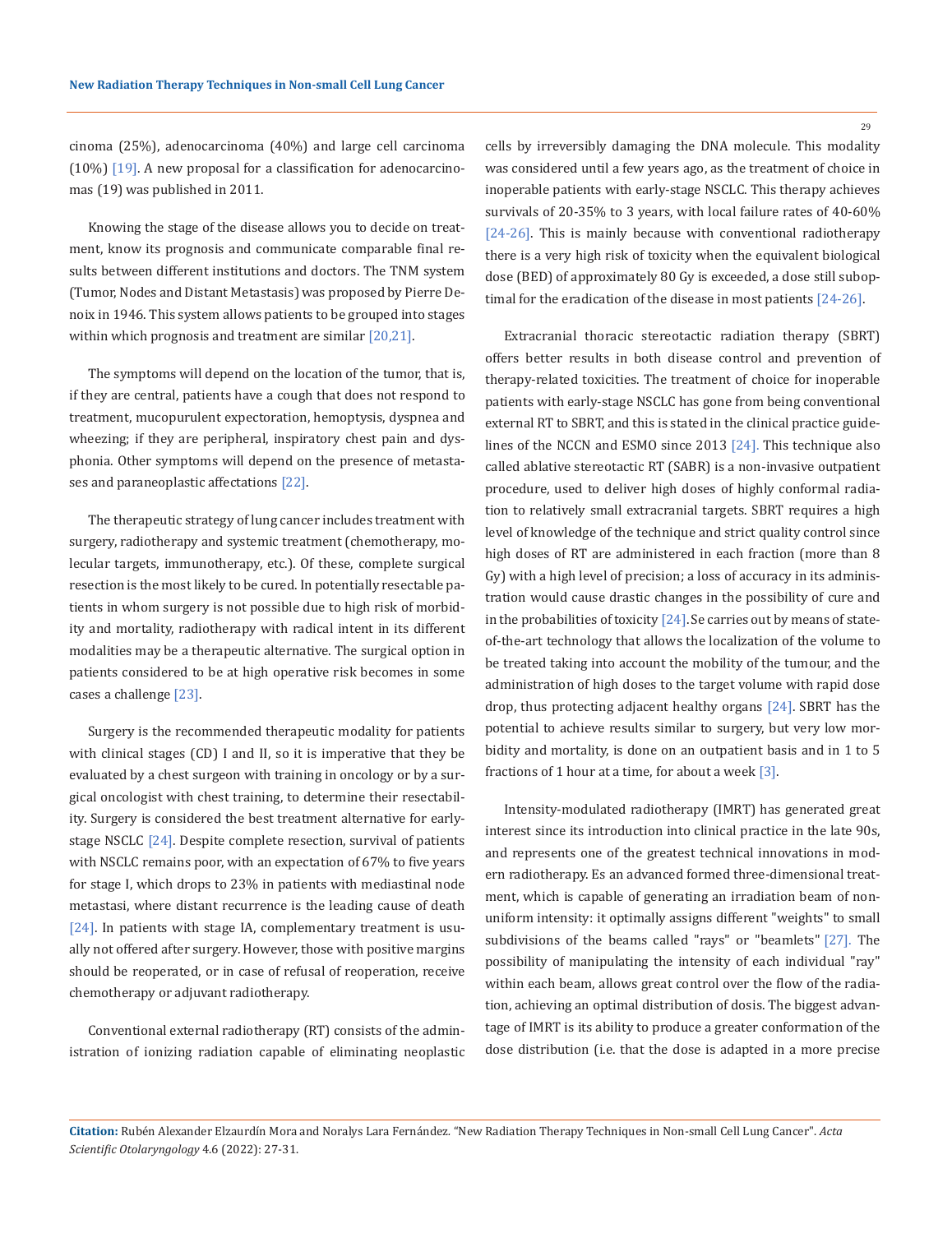cinoma (25%), adenocarcinoma (40%) and large cell carcinoma (10%) [19]. A new proposal for a classification for adenocarcinomas (19) was published in 2011.

Knowing the stage of the disease allows you to decide on treatment, know its prognosis and communicate comparable final results between different institutions and doctors. The TNM system (Tumor, Nodes and Distant Metastasis) was proposed by Pierre Denoix in 1946. This system allows patients to be grouped into stages within which prognosis and treatment are similar [20,21].

The symptoms will depend on the location of the tumor, that is, if they are central, patients have a cough that does not respond to treatment, mucopurulent expectoration, hemoptysis, dyspnea and wheezing; if they are peripheral, inspiratory chest pain and dysphonia. Other symptoms will depend on the presence of metastases and paraneoplastic affectations [22].

The therapeutic strategy of lung cancer includes treatment with surgery, radiotherapy and systemic treatment (chemotherapy, molecular targets, immunotherapy, etc.). Of these, complete surgical resection is the most likely to be cured. In potentially resectable patients in whom surgery is not possible due to high risk of morbidity and mortality, radiotherapy with radical intent in its different modalities may be a therapeutic alternative. The surgical option in patients considered to be at high operative risk becomes in some cases a challenge [23].

Surgery is the recommended therapeutic modality for patients with clinical stages (CD) I and II, so it is imperative that they be evaluated by a chest surgeon with training in oncology or by a surgical oncologist with chest training, to determine their resectability. Surgery is considered the best treatment alternative for early-stage NSCLC [24]. Despite complete resection, survival of patients with NSCLC remains poor, with an expectation of 67% to five years for stage I, which drops to 23% in patients with mediastinal node metastasi, where distant recurrence is the leading cause of death [24]. In patients with stage IA, complementary treatment is usually not offered after surgery. However, those with positive margins should be reoperated, or in case of refusal of reoperation, receive chemotherapy or adjuvant radiotherapy.

Conventional external radiotherapy (RT) consists of the administration of ionizing radiation capable of eliminating neoplastic cells by irreversibly damaging the DNA molecule. This modality was considered until a few years ago, as the treatment of choice in inoperable patients with early-stage NSCLC. This therapy achieves survivals of 20-35% to 3 years, with local failure rates of 40-60% [24-26]. This is mainly because with conventional radiotherapy there is a very high risk of toxicity when the equivalent biological dose (BED) of approximately 80 Gy is exceeded, a dose still suboptimal for the eradication of the disease in most patients [24-26].

Extracranial thoracic stereotactic radiation therapy (SBRT) offers better results in both disease control and prevention of therapy-related toxicities. The treatment of choice for inoperable patients with early-stage NSCLC has gone from being conventional external RT to SBRT, and this is stated in the clinical practice guidelines of the NCCN and ESMO since 2013 [24]. This technique also called ablative stereotactic RT (SABR) is a non-invasive outpatient procedure, used to deliver high doses of highly conformal radiation to relatively small extracranial targets. SBRT requires a high level of knowledge of the technique and strict quality control since high doses of RT are administered in each fraction (more than 8 Gy) with a high level of precision; a loss of accuracy in its administration would cause drastic changes in the possibility of cure and in the probabilities of toxicity [24]. Se carries out by means of state-of-the-art technology that allows the localization of the volume to be treated taking into account the mobility of the tumour, and the administration of high doses to the target volume with rapid dose drop, thus protecting adjacent healthy organs [24]. SBRT has the potential to achieve results similar to surgery, but very low morbidity and mortality, is done on an outpatient basis and in 1 to 5 fractions of 1 hour at a time, for about a week [3].

Intensity-modulated radiotherapy (IMRT) has generated great interest since its introduction into clinical practice in the late 90s, and represents one of the greatest technical innovations in modern radiotherapy. Es an advanced formed three-dimensional treatment, which is capable of generating an irradiation beam of non-uniform intensity: it optimally assigns different "weights" to small subdivisions of the beams called "rays" or "beamlets" [27]. The possibility of manipulating the intensity of each individual "ray" within each beam, allows great control over the flow of the radiation, achieving an optimal distribution of dosis. The biggest advantage of IMRT is its ability to produce a greater conformation of the dose distribution (i.e. that the dose is adapted in a more precise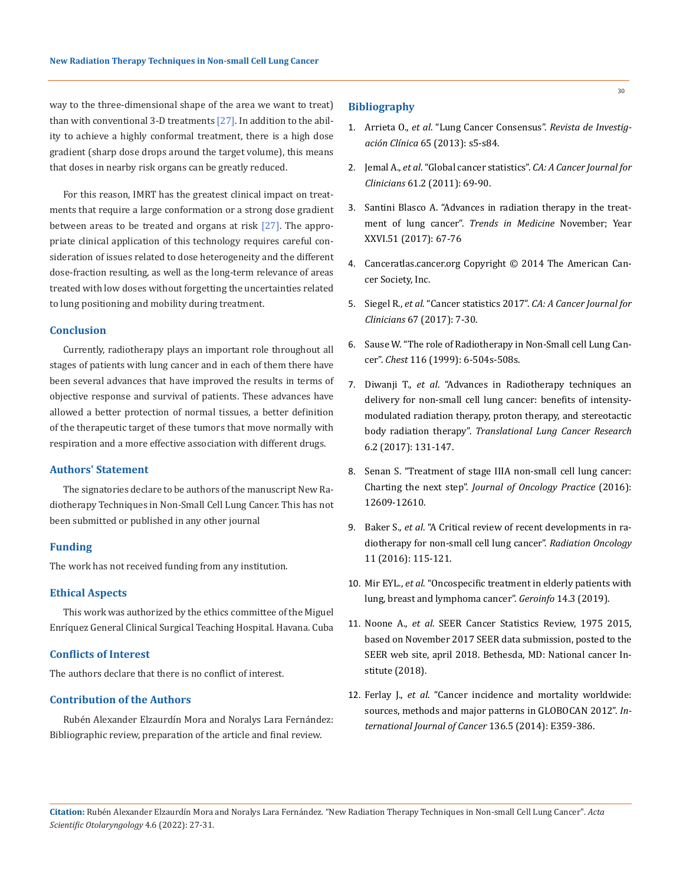way to the three-dimensional shape of the area we want to treat) than with conventional 3-D treatments [27]. In addition to the ability to achieve a highly conformal treatment, there is a high dose gradient (sharp dose drops around the target volume), this means that doses in nearby risk organs can be greatly reduced.

For this reason, IMRT has the greatest clinical impact on treatments that require a large conformation or a strong dose gradient between areas to be treated and organs at risk [27]. The appropriate clinical application of this technology requires careful consideration of issues related to dose heterogeneity and the different dose-fraction resulting, as well as the long-term relevance of areas treated with low doses without forgetting the uncertainties related to lung positioning and mobility during treatment.

## Conclusion

Currently, radiotherapy plays an important role throughout all stages of patients with lung cancer and in each of them there have been several advances that have improved the results in terms of objective response and survival of patients. These advances have allowed a better protection of normal tissues, a better definition of the therapeutic target of these tumors that move normally with respiration and a more effective association with different drugs.

## Authors' Statement

The signatories declare to be authors of the manuscript New Radiotherapy Techniques in Non-Small Cell Lung Cancer. This has not been submitted or published in any other journal

## Funding

The work has not received funding from any institution.

## Ethical Aspects

This work was authorized by the ethics committee of the Miguel Enríquez General Clinical Surgical Teaching Hospital. Havana. Cuba

## Conflicts of Interest

The authors declare that there is no conflict of interest.

## Contribution of the Authors

Rubén Alexander Elzaurdín Mora and Noralys Lara Fernández: Bibliographic review, preparation of the article and final review.

## Bibliography

1. Arrieta O., *et al*. "Lung Cancer Consensus". *Revista de Investigación Clínica* 65 (2013): s5-s84.
2. Jemal A., *et al*. "Global cancer statistics". *CA: A Cancer Journal for Clinicians* 61.2 (2011): 69-90.
3. Santini Blasco A. "Advances in radiation therapy in the treatment of lung cancer". *Trends in Medicine* November; Year XXVI.51 (2017): 67-76
4. Canceratlas.cancer.org Copyright © 2014 The American Cancer Society, Inc.
5. Siegel R., *et al*. "Cancer statistics 2017". *CA: A Cancer Journal for Clinicians* 67 (2017): 7-30.
6. Sause W. "The role of Radiotherapy in Non-Small cell Lung Cancer". *Chest* 116 (1999): 6-504s-508s.
7. Diwanji T., *et al*. "Advances in Radiotherapy techniques an delivery for non-small cell lung cancer: benefits of intensity-modulated radiation therapy, proton therapy, and stereotactic body radiation therapy". *Translational Lung Cancer Research* 6.2 (2017): 131-147.
8. Senan S. "Treatment of stage IIIA non-small cell lung cancer: Charting the next step". *Journal of Oncology Practice* (2016): 12609-12610.
9. Baker S., *et al*. "A Critical review of recent developments in radiotherapy for non-small cell lung cancer". *Radiation Oncology* 11 (2016): 115-121.
10. Mir EYL., *et al*. "Oncospecific treatment in elderly patients with lung, breast and lymphoma cancer". *Geroinfo* 14.3 (2019).
11. Noone A., *et al*. SEER Cancer Statistics Review, 1975 2015, based on November 2017 SEER data submission, posted to the SEER web site, april 2018. Bethesda, MD: National cancer Institute (2018).
12. Ferlay J., *et al*. "Cancer incidence and mortality worldwide: sources, methods and major patterns in GLOBOCAN 2012". *International Journal of Cancer* 136.5 (2014): E359-386.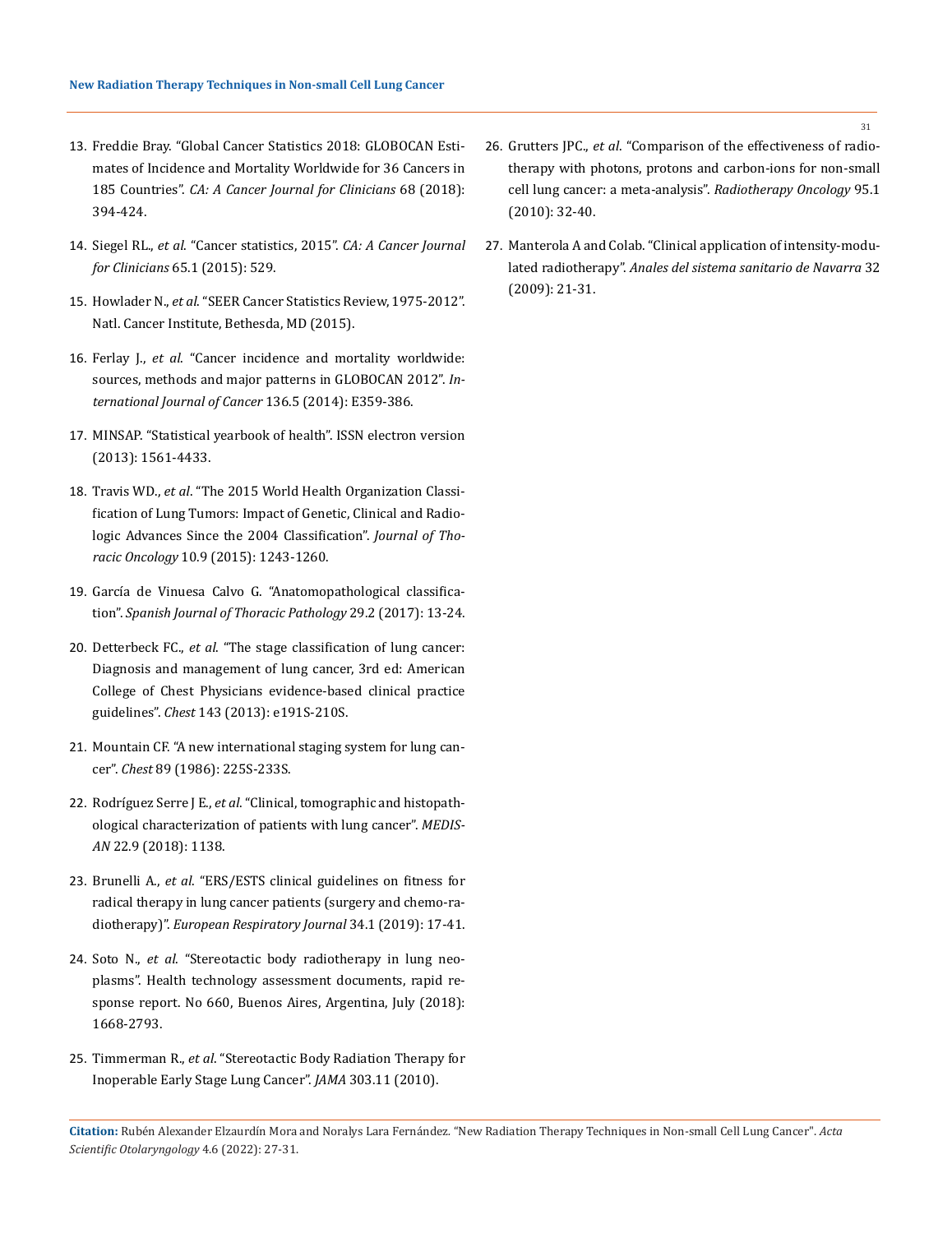13. Freddie Bray. "Global Cancer Statistics 2018: GLOBOCAN Estimates of Incidence and Mortality Worldwide for 36 Cancers in 185 Countries". *CA: A Cancer Journal for Clinicians* 68 (2018): 394-424.

14. Siegel RL., *et al.* "Cancer statistics, 2015". *CA: A Cancer Journal for Clinicians* 65.1 (2015): 529.

15. Howlader N., *et al.* "SEER Cancer Statistics Review, 1975-2012". Natl. Cancer Institute, Bethesda, MD (2015).

16. Ferlay J., *et al.* "Cancer incidence and mortality worldwide: sources, methods and major patterns in GLOBOCAN 2012". *International Journal of Cancer* 136.5 (2014): E359-386.

17. MINSAP. "Statistical yearbook of health". ISSN electron version (2013): 1561-4433.

18. Travis WD., *et al*. "The 2015 World Health Organization Classification of Lung Tumors: Impact of Genetic, Clinical and Radiologic Advances Since the 2004 Classification". *Journal of Thoracic Oncology* 10.9 (2015): 1243-1260.

19. García de Vinuesa Calvo G. "Anatomopathological classification". *Spanish Journal of Thoracic Pathology* 29.2 (2017): 13-24.

20. Detterbeck FC., *et al*. "The stage classification of lung cancer: Diagnosis and management of lung cancer, 3rd ed: American College of Chest Physicians evidence-based clinical practice guidelines". *Chest* 143 (2013): e191S-210S.

21. Mountain CF. "A new international staging system for lung cancer". *Chest* 89 (1986): 225S-233S.

22. Rodríguez Serre J E., *et al*. "Clinical, tomographic and histopathological characterization of patients with lung cancer". *MEDISAN* 22.9 (2018): 1138.

23. Brunelli A., *et al*. "ERS/ESTS clinical guidelines on fitness for radical therapy in lung cancer patients (surgery and chemo-radiotherapy)". *European Respiratory Journal* 34.1 (2019): 17-41.

24. Soto N., *et al*. "Stereotactic body radiotherapy in lung neoplasms". Health technology assessment documents, rapid response report. No 660, Buenos Aires, Argentina, July (2018): 1668-2793.

25. Timmerman R., *et al*. "Stereotactic Body Radiation Therapy for Inoperable Early Stage Lung Cancer". *JAMA* 303.11 (2010).

26. Grutters JPC., *et al*. "Comparison of the effectiveness of radiotherapy with photons, protons and carbon-ions for non-small cell lung cancer: a meta-analysis". *Radiotherapy Oncology* 95.1 (2010): 32-40.

27. Manterola A and Colab. "Clinical application of intensity-modulated radiotherapy". *Anales del sistema sanitario de Navarra* 32 (2009): 21-31.